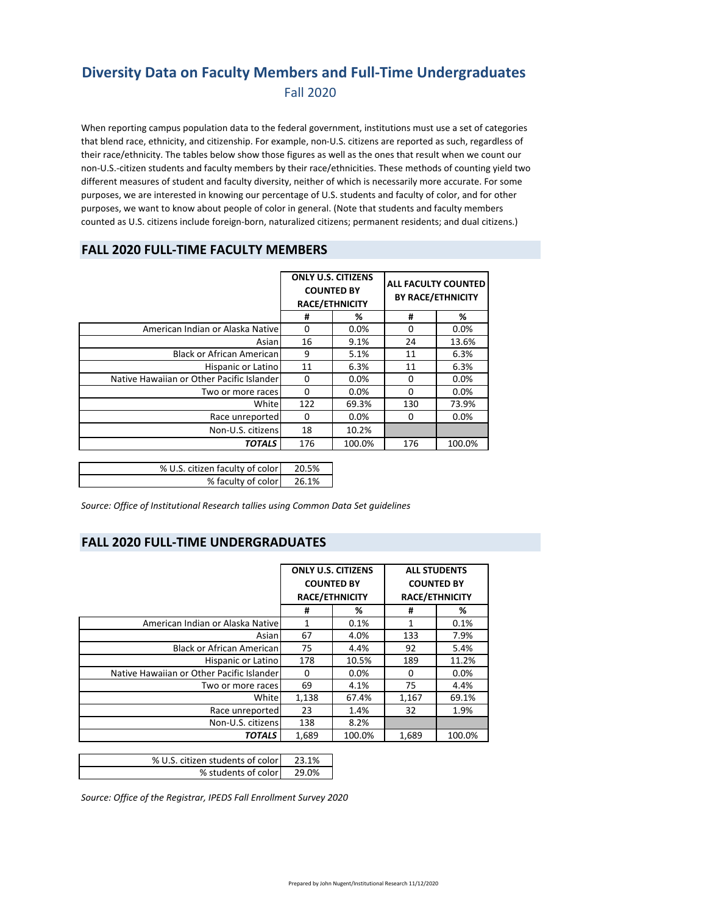# Diversity Data on Faculty Members and Full-Time Undergraduates

Fall 2020

When reporting campus population data to the federal government, institutions must use a set of categories that blend race, ethnicity, and citizenship. For example, non-U.S. citizens are reported as such, regardless of their race/ethnicity. The tables below show those figures as well as the ones that result when we count our non-U.S.-citizen students and faculty members by their race/ethnicities. These methods of counting yield two different measures of student and faculty diversity, neither of which is necessarily more accurate. For some purposes, we are interested in knowing our percentage of U.S. students and faculty of color, and for other purposes, we want to know about people of color in general. (Note that students and faculty members counted as U.S. citizens include foreign-born, naturalized citizens; permanent residents; and dual citizens.)

## FALL 2020 FULL-TIME FACULTY MEMBERS

| | ONLY U.S. CITIZENS COUNTED BY RACE/ETHNICITY | | ALL FACULTY COUNTED BY RACE/ETHNICITY | |
|---|---|---|---|---|
| | # | % | # | % |
| American Indian or Alaska Native | 0 | 0.0% | 0 | 0.0% |
| Asian | 16 | 9.1% | 24 | 13.6% |
| Black or African American | 9 | 5.1% | 11 | 6.3% |
| Hispanic or Latino | 11 | 6.3% | 11 | 6.3% |
| Native Hawaiian or Other Pacific Islander | 0 | 0.0% | 0 | 0.0% |
| Two or more races | 0 | 0.0% | 0 | 0.0% |
| White | 122 | 69.3% | 130 | 73.9% |
| Race unreported | 0 | 0.0% | 0 | 0.0% |
| Non-U.S. citizens | 18 | 10.2% | | |
| ***TOTALS*** | 176 | 100.0% | 176 | 100.0% |

| | |
|---|---|
| % U.S. citizen faculty of color | 20.5% |
| % faculty of color | 26.1% |

*Source: Office of Institutional Research tallies using Common Data Set guidelines*

## FALL 2020 FULL-TIME UNDERGRADUATES

| | ONLY U.S. CITIZENS COUNTED BY RACE/ETHNICITY | | ALL STUDENTS COUNTED BY RACE/ETHNICITY | |
|---|---|---|---|---|
| | # | % | # | % |
| American Indian or Alaska Native | 1 | 0.1% | 1 | 0.1% |
| Asian | 67 | 4.0% | 133 | 7.9% |
| Black or African American | 75 | 4.4% | 92 | 5.4% |
| Hispanic or Latino | 178 | 10.5% | 189 | 11.2% |
| Native Hawaiian or Other Pacific Islander | 0 | 0.0% | 0 | 0.0% |
| Two or more races | 69 | 4.1% | 75 | 4.4% |
| White | 1,138 | 67.4% | 1,167 | 69.1% |
| Race unreported | 23 | 1.4% | 32 | 1.9% |
| Non-U.S. citizens | 138 | 8.2% | | |
| ***TOTALS*** | 1,689 | 100.0% | 1,689 | 100.0% |

| | |
|---|---|
| % U.S. citizen students of color | 23.1% |
| % students of color | 29.0% |

*Source: Office of the Registrar, IPEDS Fall Enrollment Survey 2020*

Prepared by John Nugent/Institutional Research 11/12/2020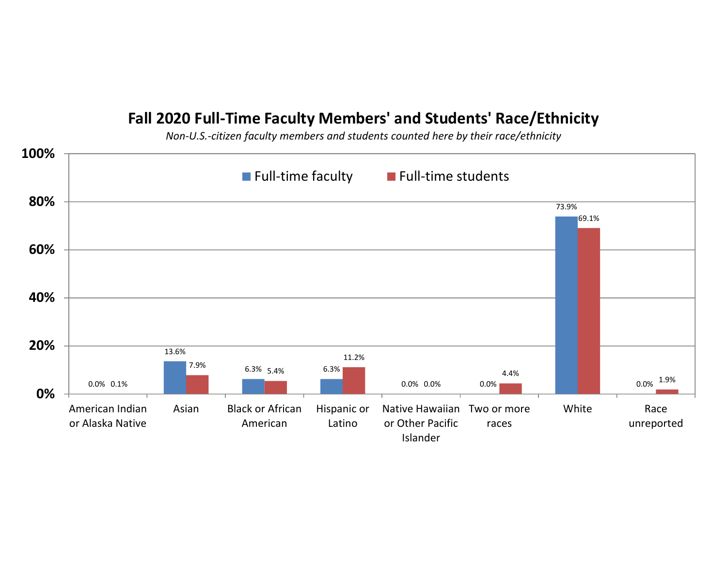## Fall 2020 Full-Time Faculty Members' and Students' Race/Ethnicity

*Non-U.S.-citizen faculty members and students counted here by their race/ethnicity*

100%
80%
60%
40%
20%
0%

Full-time faculty
Full-time students

American Indian or Alaska Native: 0.0% 0.1%
Asian: 13.6% 7.9%
Black or African American: 6.3% 5.4%
Hispanic or Latino: 6.3% 11.2%
Native Hawaiian or Other Pacific Islander: 0.0% 0.0%
Two or more races: 0.0% 4.4%
White: 73.9% 69.1%
Race unreported: 0.0% 1.9%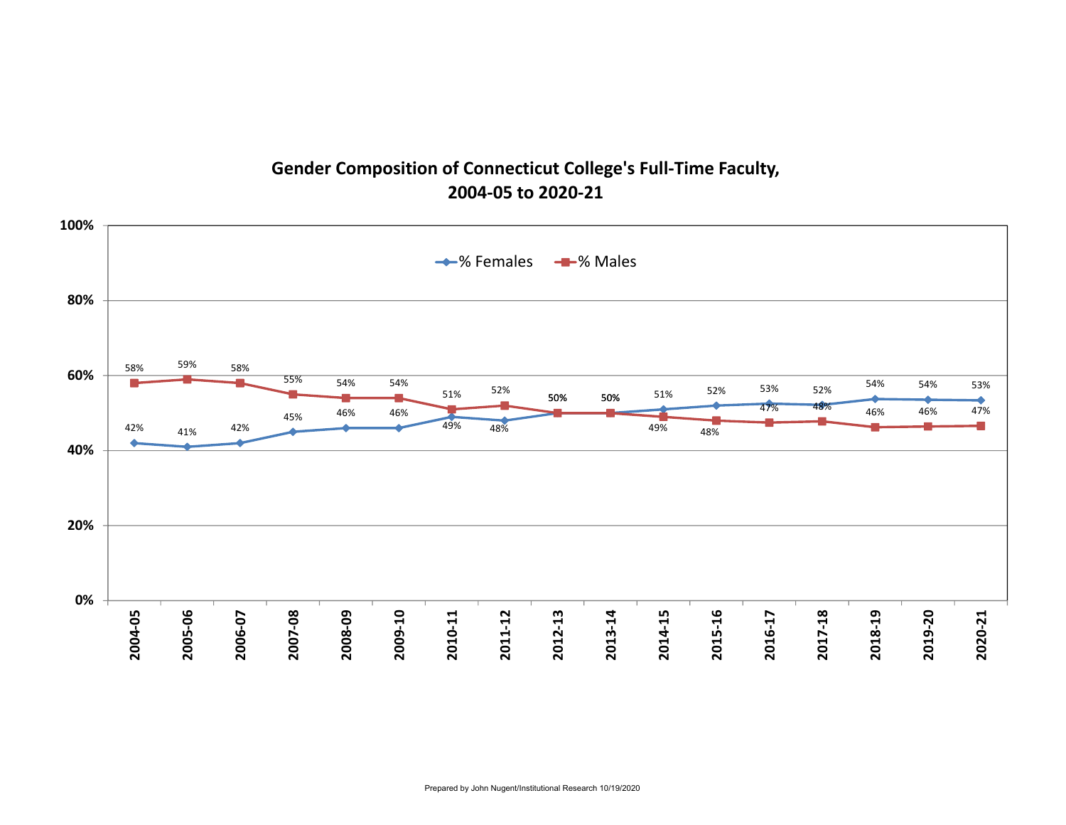# Gender Composition of Connecticut College's Full-Time Faculty, 2004-05 to 2020-21

% Females
% Males

100%
80%
60%
40%
20%
0%

58% 59% 58% 55% 54% 54% 51% 52% 50% 50% 51% 52% 53% 52% 54% 54% 53%

42% 41% 42% 45% 46% 46% 49% 48% 49% 48% 47% 48% 46% 46% 47%

2004-05 2005-06 2006-07 2007-08 2008-09 2009-10 2010-11 2011-12 2012-13 2013-14 2014-15 2015-16 2016-17 2017-18 2018-19 2019-20 2020-21

Prepared by John Nugent/Institutional Research 10/19/2020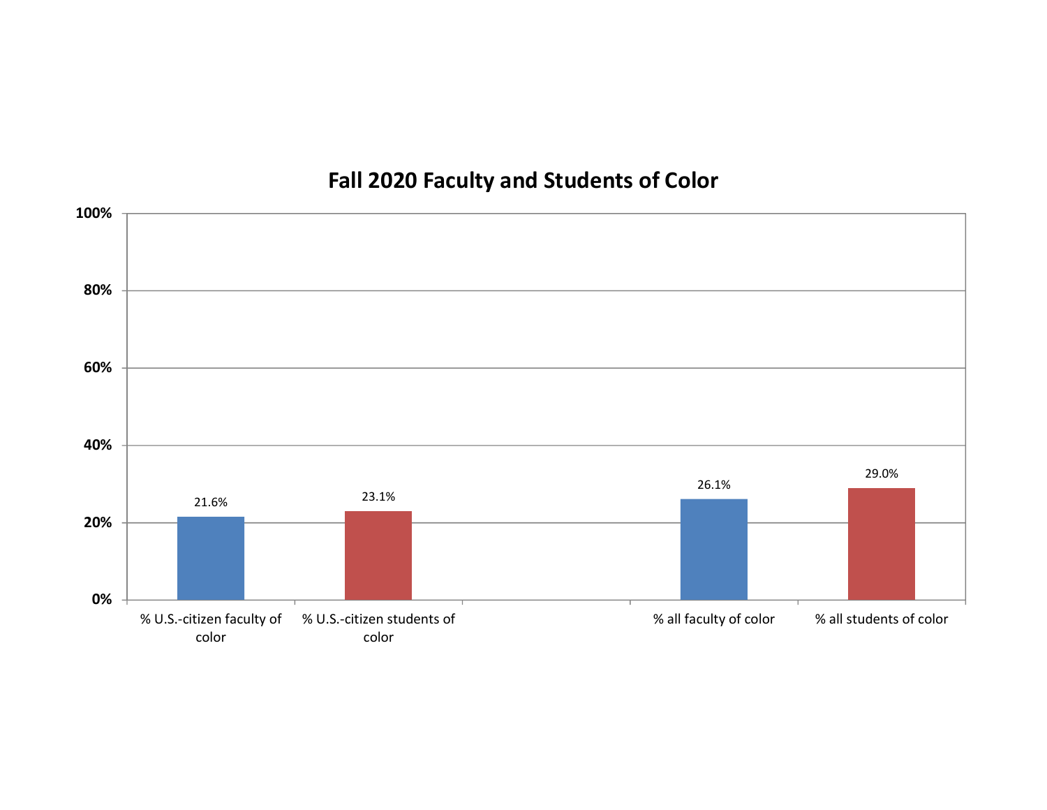## Fall 2020 Faculty and Students of Color

100%

80%

60%

40%

20%

0%

21.6%

23.1%

26.1%

29.0%

% U.S.-citizen faculty of color

% U.S.-citizen students of color

% all faculty of color

% all students of color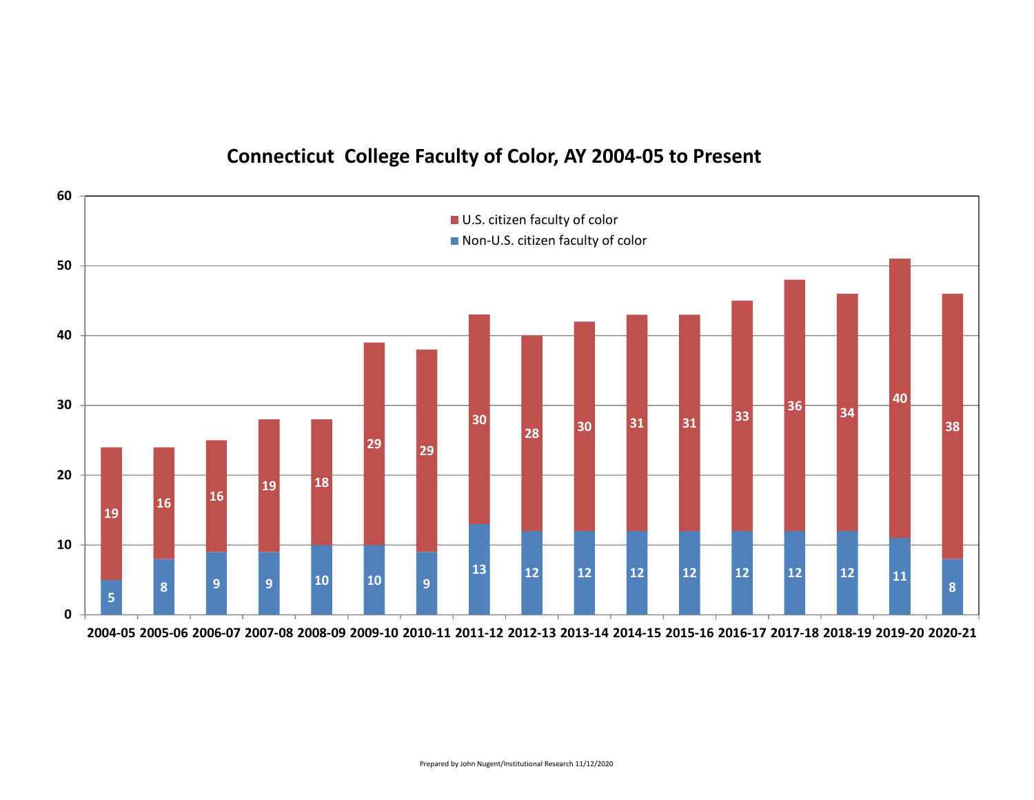## Connecticut College Faculty of Color, AY 2004-05 to Present

U.S. citizen faculty of color
Non-U.S. citizen faculty of color

60
50
40
30
20
10
0

2004-05: 19, 5
2005-06: 16, 8
2006-07: 16, 9
2007-08: 19, 9
2008-09: 18, 10
2009-10: 29, 10
2010-11: 29, 9
2011-12: 30, 13
2012-13: 28, 12
2013-14: 30, 12
2014-15: 31, 12
2015-16: 31, 12
2016-17: 33, 12
2017-18: 36, 12
2018-19: 34, 12
2019-20: 40, 11
2020-21: 38, 8

Prepared by John Nugent/Institutional Research 11/12/2020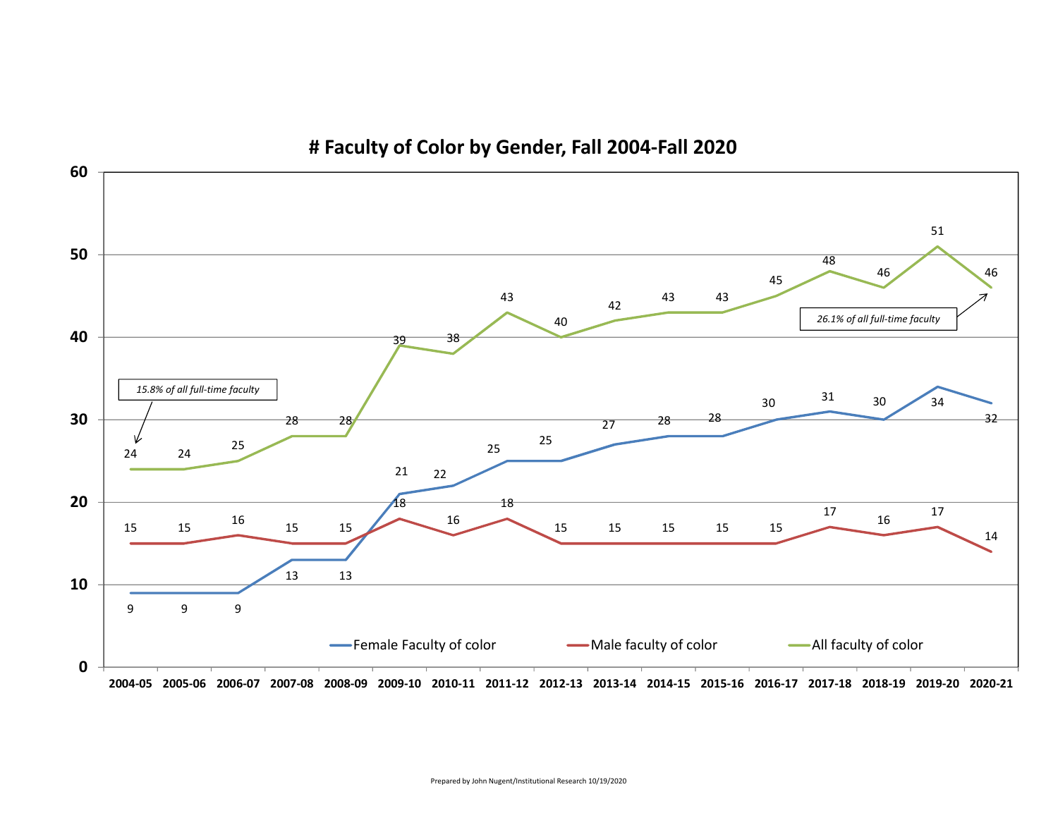# Faculty of Color by Gender, Fall 2004-Fall 2020

60
50
40
30
20
10
0

2004-05 2005-06 2006-07 2007-08 2008-09 2009-10 2010-11 2011-12 2012-13 2013-14 2014-15 2015-16 2016-17 2017-18 2018-19 2019-20 2020-21

24 24 25 28 28 39 38 43 40 42 43 43 45 48 46 51 46

21 22 25 25 27 28 28 30 31 30 34 32

9 9 9 13 13

15 15 16 15 15 18 16 18 15 15 15 15 15 17 16 17 14

*15.8% of all full-time faculty*

*26.1% of all full-time faculty*

Female Faculty of color

Male faculty of color

All faculty of color

Prepared by John Nugent/Institutional Research 10/19/2020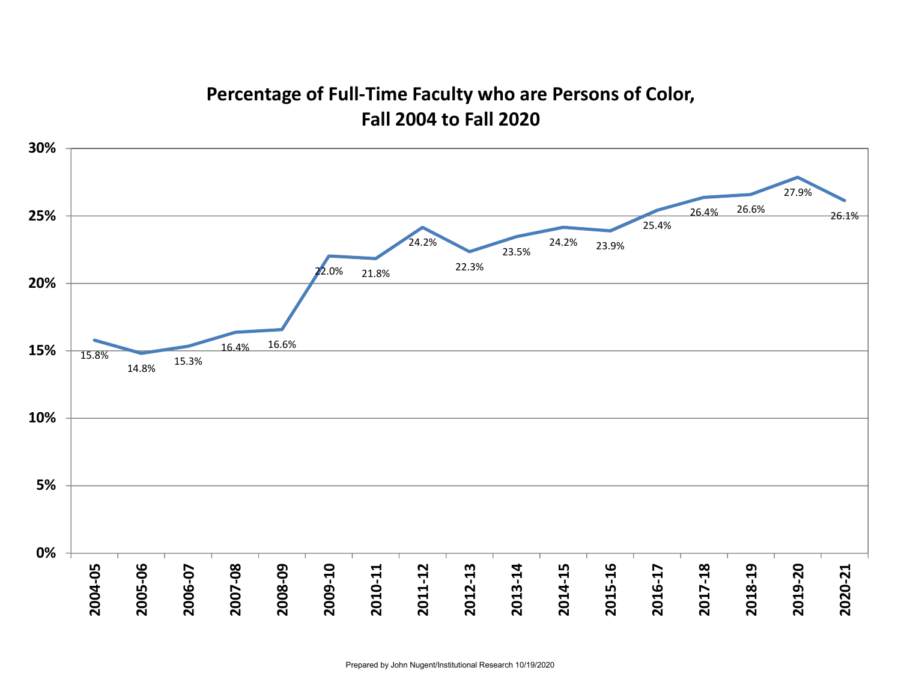# Percentage of Full-Time Faculty who are Persons of Color, Fall 2004 to Fall 2020

30%
25%
20%
15%
10%
5%
0%

15.8%
14.8%
15.3%
16.4%
16.6%
22.0%
21.8%
24.2%
22.3%
23.5%
24.2%
23.9%
25.4%
26.4%
26.6%
27.9%
26.1%

2004-05
2005-06
2006-07
2007-08
2008-09
2009-10
2010-11
2011-12
2012-13
2013-14
2014-15
2015-16
2016-17
2017-18
2018-19
2019-20
2020-21

Prepared by John Nugent/Institutional Research 10/19/2020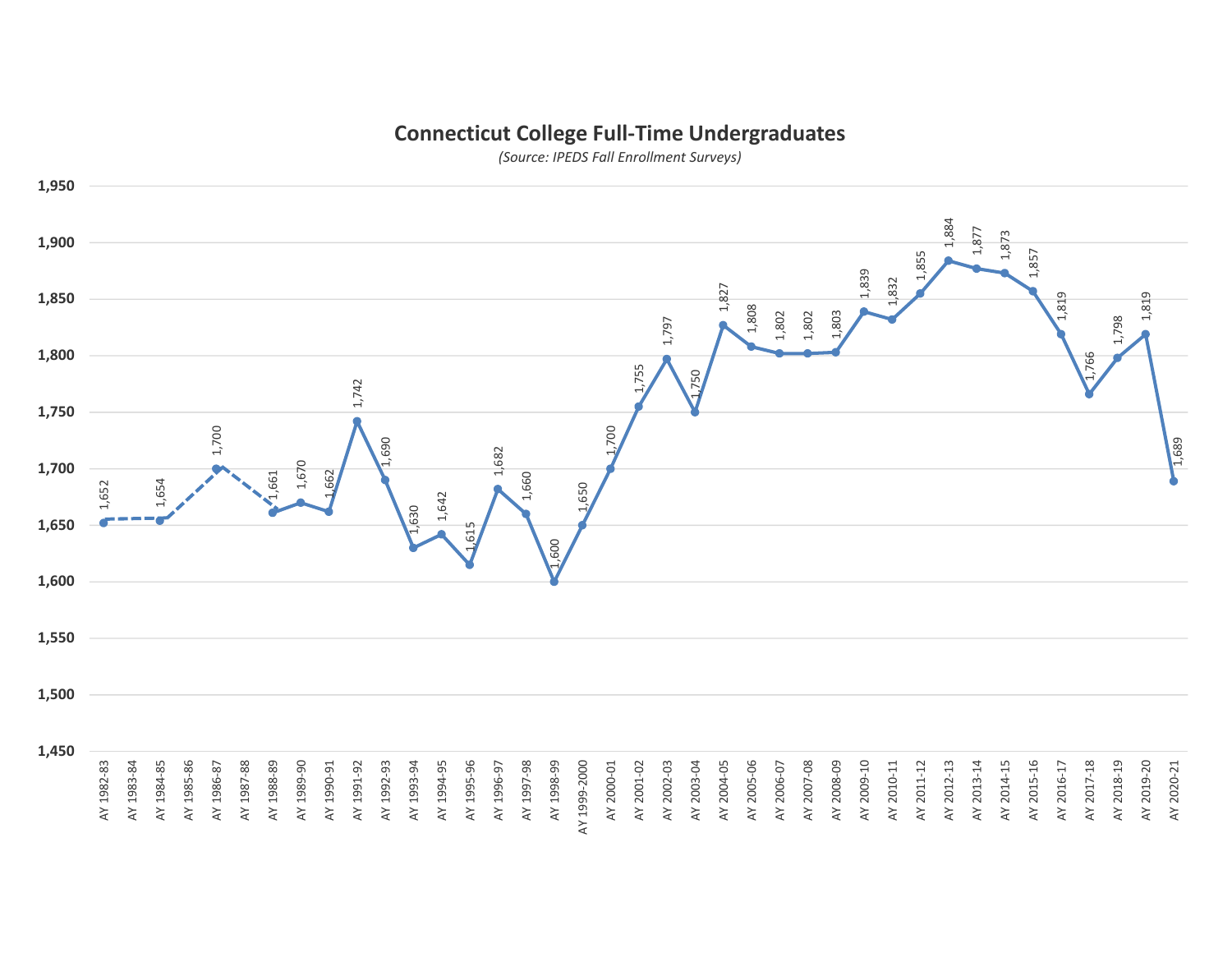## Connecticut College Full-Time Undergraduates

*(Source: IPEDS Fall Enrollment Surveys)*

1,950
1,900
1,850
1,800
1,750
1,700
1,650
1,600
1,550
1,500
1,450

1,652
1,654
1,700
1,661
1,670
1,662
1,742
1,690
1,630
1,642
1,615
1,682
1,660
1,600
1,650
1,700
1,755
1,797
1,750
1,827
1,808
1,802
1,802
1,803
1,839
1,832
1,855
1,884
1,877
1,873
1,857
1,819
1,766
1,798
1,819
1,689

AY 1982-83
AY 1983-84
AY 1984-85
AY 1985-86
AY 1986-87
AY 1987-88
AY 1988-89
AY 1989-90
AY 1990-91
AY 1991-92
AY 1992-93
AY 1993-94
AY 1994-95
AY 1995-96
AY 1996-97
AY 1997-98
AY 1998-99
AY 1999-2000
AY 2000-01
AY 2001-02
AY 2002-03
AY 2003-04
AY 2004-05
AY 2005-06
AY 2006-07
AY 2007-08
AY 2008-09
AY 2009-10
AY 2010-11
AY 2011-12
AY 2012-13
AY 2013-14
AY 2014-15
AY 2015-16
AY 2016-17
AY 2017-18
AY 2018-19
AY 2019-20
AY 2020-21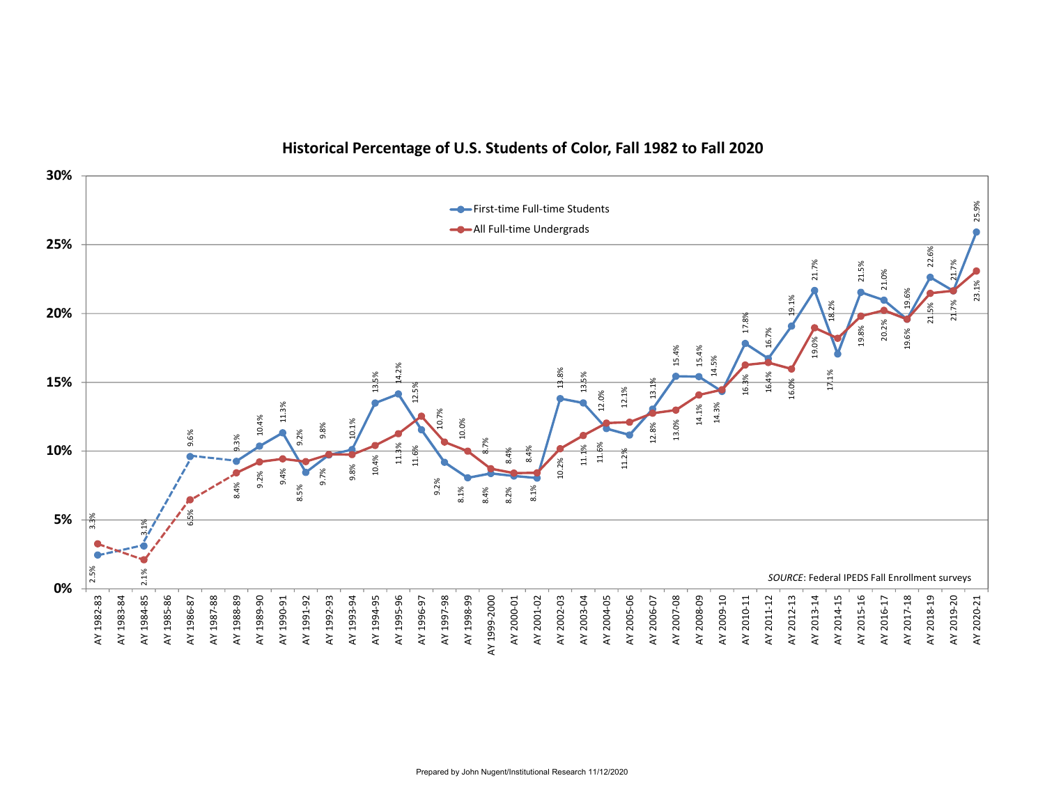## Historical Percentage of U.S. Students of Color, Fall 1982 to Fall 2020

30%
25%
20%
15%
10%
5%
0%

First-time Full-time Students
All Full-time Undergrads

3.3%
2.5%
3.1%
2.1%
9.6%
6.5%
9.3%
8.4%
10.4%
9.2%
11.3%
9.4%
9.2%
8.5%
9.8%
9.7%
10.1%
9.8%
13.5%
10.4%
14.2%
11.3%
12.5%
11.6%
10.7%
9.2%
10.0%
8.1%
8.7%
8.4%
8.4%
8.2%
8.4%
8.1%
13.8%
10.2%
13.5%
11.1%
12.0%
11.6%
12.1%
11.2%
13.1%
12.8%
15.4%
13.0%
15.4%
14.1%
14.5%
14.3%
17.8%
16.3%
16.7%
16.4%
19.1%
16.0%
21.7%
19.0%
18.2%
17.1%
21.5%
19.8%
21.0%
20.2%
19.6%
19.6%
22.6%
21.5%
21.7%
21.7%
25.9%
23.1%

*SOURCE*: Federal IPEDS Fall Enrollment surveys

AY 1982-83
AY 1983-84
AY 1984-85
AY 1985-86
AY 1986-87
AY 1987-88
AY 1988-89
AY 1989-90
AY 1990-91
AY 1991-92
AY 1992-93
AY 1993-94
AY 1994-95
AY 1995-96
AY 1996-97
AY 1997-98
AY 1998-99
AY 1999-2000
AY 2000-01
AY 2001-02
AY 2002-03
AY 2003-04
AY 2004-05
AY 2005-06
AY 2006-07
AY 2007-08
AY 2008-09
AY 2009-10
AY 2010-11
AY 2011-12
AY 2012-13
AY 2013-14
AY 2014-15
AY 2015-16
AY 2016-17
AY 2017-18
AY 2018-19
AY 2019-20
AY 2020-21

Prepared by John Nugent/Institutional Research 11/12/2020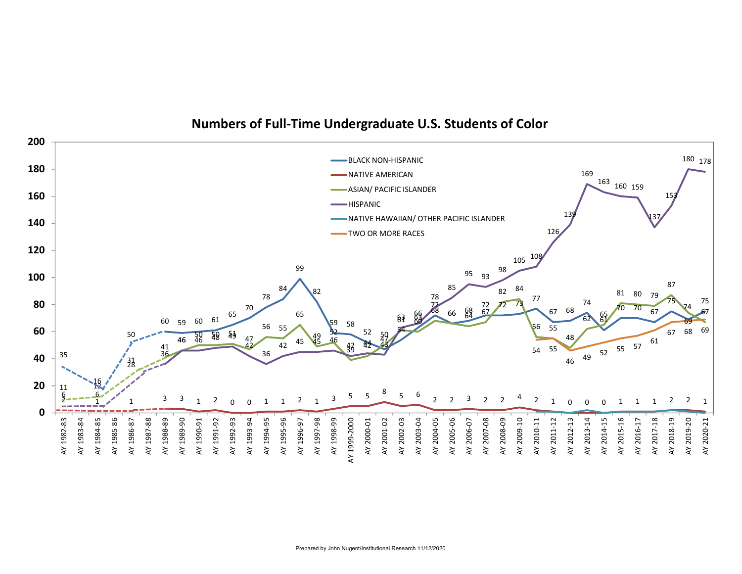# Numbers of Full-Time Undergraduate U.S. Students of Color

BLACK NON-HISPANIC
NATIVE AMERICAN
ASIAN/ PACIFIC ISLANDER
HISPANIC
NATIVE HAWAIIAN/ OTHER PACIFIC ISLANDER
TWO OR MORE RACES

0
20
40
60
80
100
120
140
160
180
200

AY 1982-83
AY 1983-84
AY 1984-85
AY 1985-86
AY 1986-87
AY 1987-88
AY 1988-89
AY 1989-90
AY 1990-91
AY 1991-92
AY 1992-93
AY 1993-94
AY 1994-95
AY 1995-96
AY 1996-97
AY 1997-98
AY 1998-99
AY 1999-2000
AY 2000-01
AY 2001-02
AY 2002-03
AY 2003-04
AY 2004-05
AY 2005-06
AY 2006-07
AY 2007-08
AY 2008-09
AY 2009-10
AY 2010-11
AY 2011-12
AY 2012-13
AY 2013-14
AY 2014-15
AY 2015-16
AY 2016-17
AY 2017-18
AY 2018-19
AY 2019-20
AY 2020-21

35 16 50 60 59 60 61 65 70 78 84 99 82 59 58 52 50 54 63 72 66 68 72 72 73 77 67 68 74 61 70 70 67 75 69 75

2 1 1 3 3 1 2 0 0 1 1 2 1 3 5 5 8 5 6 2 2 3 2 2 4 2 1 0 0 0 1 1 1 2 2 1

11 6 12 31 41 46 50 50 51 47 56 55 65 49 52 39 42 50 61 60 68 66 64 67 82 84 56 55 48 62 65 81 80 79 87 74 67

6 28 36 46 48 49 42 36 42 45 45 46 42 44 43 63 66 78 85 95 93 98 105 108 126 139 169 163 160 159 137 153 180 178

54 55 46 49 52 55 57 61 67 68 69

Prepared by John Nugent/Institutional Research 11/12/2020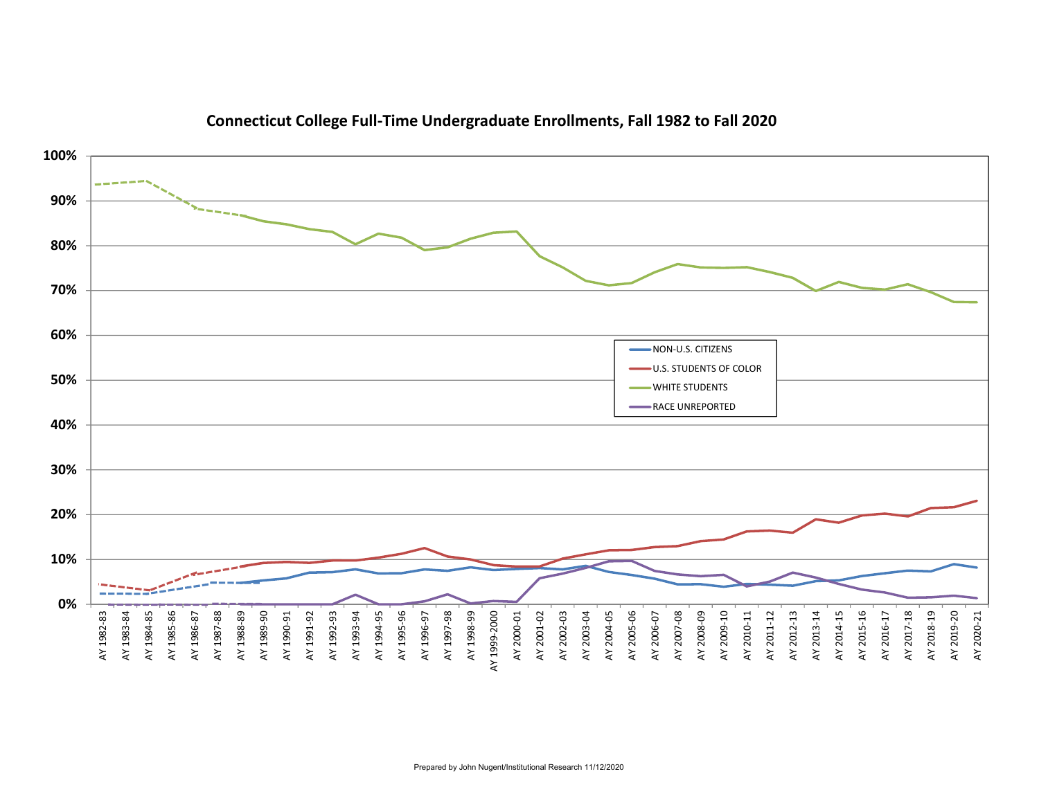**Connecticut College Full-Time Undergraduate Enrollments, Fall 1982 to Fall 2020**

100%
90%
80%
70%
60%
50%
40%
30%
20%
10%
0%

NON-U.S. CITIZENS
U.S. STUDENTS OF COLOR
WHITE STUDENTS
RACE UNREPORTED

AY 1982-83
AY 1983-84
AY 1984-85
AY 1985-86
AY 1986-87
AY 1987-88
AY 1988-89
AY 1989-90
AY 1990-91
AY 1991-92
AY 1992-93
AY 1993-94
AY 1994-95
AY 1995-96
AY 1996-97
AY 1997-98
AY 1998-99
AY 1999-2000
AY 2000-01
AY 2001-02
AY 2002-03
AY 2003-04
AY 2004-05
AY 2005-06
AY 2006-07
AY 2007-08
AY 2008-09
AY 2009-10
AY 2010-11
AY 2011-12
AY 2012-13
AY 2013-14
AY 2014-15
AY 2015-16
AY 2016-17
AY 2017-18
AY 2018-19
AY 2019-20
AY 2020-21

Prepared by John Nugent/Institutional Research 11/12/2020